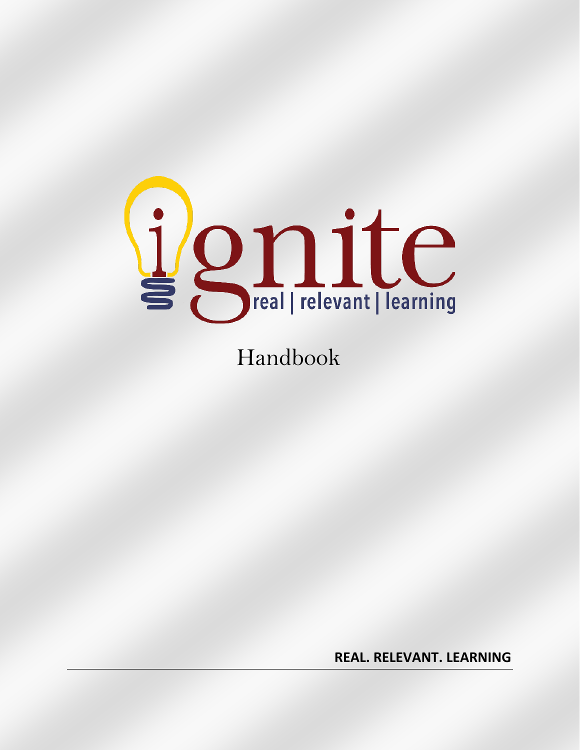# ignite

real | relevant | learning

Handbook

**REAL. RELEVANT. LEARNING**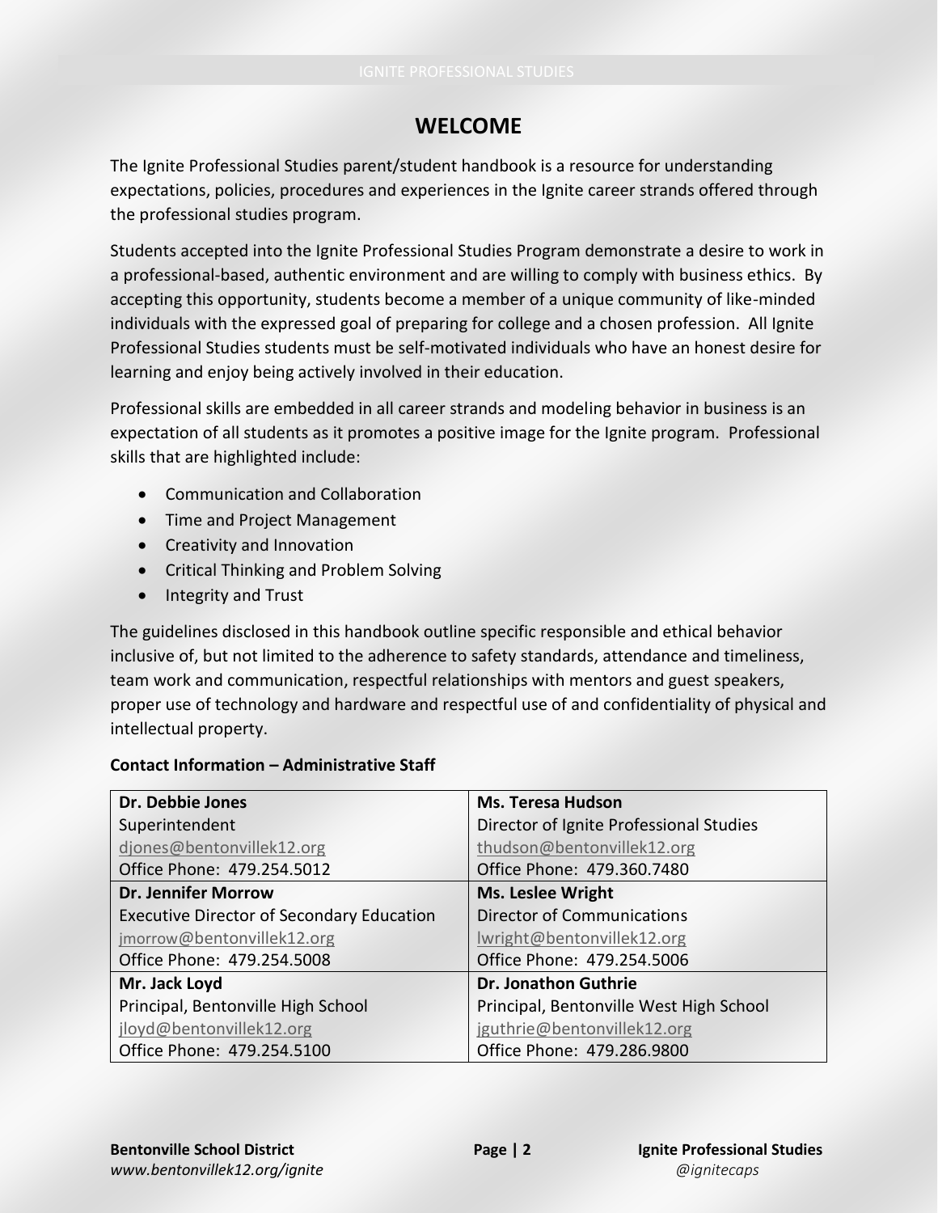# WELCOME

The Ignite Professional Studies parent/student handbook is a resource for understanding expectations, policies, procedures and experiences in the Ignite career strands offered through the professional studies program.

Students accepted into the Ignite Professional Studies Program demonstrate a desire to work in a professional-based, authentic environment and are willing to comply with business ethics. By accepting this opportunity, students become a member of a unique community of like-minded individuals with the expressed goal of preparing for college and a chosen profession. All Ignite Professional Studies students must be self-motivated individuals who have an honest desire for learning and enjoy being actively involved in their education.

Professional skills are embedded in all career strands and modeling behavior in business is an expectation of all students as it promotes a positive image for the Ignite program. Professional skills that are highlighted include:

- Communication and Collaboration
- Time and Project Management
- Creativity and Innovation
- Critical Thinking and Problem Solving
- Integrity and Trust

The guidelines disclosed in this handbook outline specific responsible and ethical behavior inclusive of, but not limited to the adherence to safety standards, attendance and timeliness, team work and communication, respectful relationships with mentors and guest speakers, proper use of technology and hardware and respectful use of and confidentiality of physical and intellectual property.

**Contact Information – Administrative Staff**

| | |
|---|---|
| **Dr. Debbie Jones**<br>Superintendent<br>djones@bentonvillek12.org<br>Office Phone: 479.254.5012 | **Ms. Teresa Hudson**<br>Director of Ignite Professional Studies<br>thudson@bentonvillek12.org<br>Office Phone: 479.360.7480 |
| **Dr. Jennifer Morrow**<br>Executive Director of Secondary Education<br>jmorrow@bentonvillek12.org<br>Office Phone: 479.254.5008 | **Ms. Leslee Wright**<br>Director of Communications<br>lwright@bentonvillek12.org<br>Office Phone: 479.254.5006 |
| **Mr. Jack Loyd**<br>Principal, Bentonville High School<br>jloyd@bentonvillek12.org<br>Office Phone: 479.254.5100 | **Dr. Jonathon Guthrie**<br>Principal, Bentonville West High School<br>jguthrie@bentonvillek12.org<br>Office Phone: 479.286.9800 |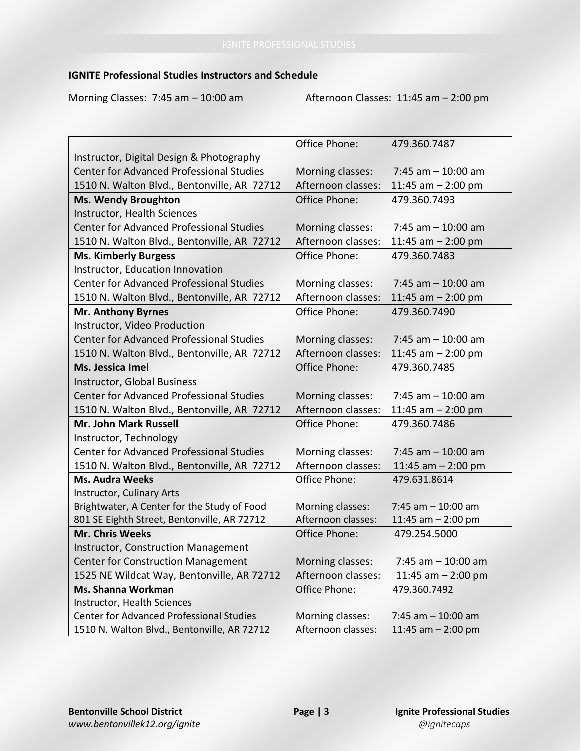## IGNITE Professional Studies Instructors and Schedule

Morning Classes: 7:45 am – 10:00 am

Afternoon Classes: 11:45 am – 2:00 pm

| Instructor | | |
|---|---|---|
| Instructor, Digital Design & Photography<br>Center for Advanced Professional Studies<br>1510 N. Walton Blvd., Bentonville, AR 72712 | Office Phone:<br><br>Morning classes:<br>Afternoon classes: | 479.360.7487<br><br>7:45 am – 10:00 am<br>11:45 am – 2:00 pm |
| **Ms. Wendy Broughton**<br>Instructor, Health Sciences<br>Center for Advanced Professional Studies<br>1510 N. Walton Blvd., Bentonville, AR 72712 | Office Phone:<br><br>Morning classes:<br>Afternoon classes: | 479.360.7493<br><br>7:45 am – 10:00 am<br>11:45 am – 2:00 pm |
| **Ms. Kimberly Burgess**<br>Instructor, Education Innovation<br>Center for Advanced Professional Studies<br>1510 N. Walton Blvd., Bentonville, AR 72712 | Office Phone:<br><br>Morning classes:<br>Afternoon classes: | 479.360.7483<br><br>7:45 am – 10:00 am<br>11:45 am – 2:00 pm |
| **Mr. Anthony Byrnes**<br>Instructor, Video Production<br>Center for Advanced Professional Studies<br>1510 N. Walton Blvd., Bentonville, AR 72712 | Office Phone:<br><br>Morning classes:<br>Afternoon classes: | 479.360.7490<br><br>7:45 am – 10:00 am<br>11:45 am – 2:00 pm |
| **Ms. Jessica Imel**<br>Instructor, Global Business<br>Center for Advanced Professional Studies<br>1510 N. Walton Blvd., Bentonville, AR 72712 | Office Phone:<br><br>Morning classes:<br>Afternoon classes: | 479.360.7485<br><br>7:45 am – 10:00 am<br>11:45 am – 2:00 pm |
| **Mr. John Mark Russell**<br>Instructor, Technology<br>Center for Advanced Professional Studies<br>1510 N. Walton Blvd., Bentonville, AR 72712 | Office Phone:<br><br>Morning classes:<br>Afternoon classes: | 479.360.7486<br><br>7:45 am – 10:00 am<br>11:45 am – 2:00 pm |
| **Ms. Audra Weeks**<br>Instructor, Culinary Arts<br>Brightwater, A Center for the Study of Food<br>801 SE Eighth Street, Bentonville, AR 72712 | Office Phone:<br><br>Morning classes:<br>Afternoon classes: | 479.631.8614<br><br>7:45 am – 10:00 am<br>11:45 am – 2:00 pm |
| **Mr. Chris Weeks**<br>Instructor, Construction Management<br>Center for Construction Management<br>1525 NE Wildcat Way, Bentonville, AR 72712 | Office Phone:<br><br>Morning classes:<br>Afternoon classes: | 479.254.5000<br><br>7:45 am – 10:00 am<br>11:45 am – 2:00 pm |
| **Ms. Shanna Workman**<br>Instructor, Health Sciences<br>Center for Advanced Professional Studies<br>1510 N. Walton Blvd., Bentonville, AR 72712 | Office Phone:<br><br>Morning classes:<br>Afternoon classes: | 479.360.7492<br><br>7:45 am – 10:00 am<br>11:45 am – 2:00 pm |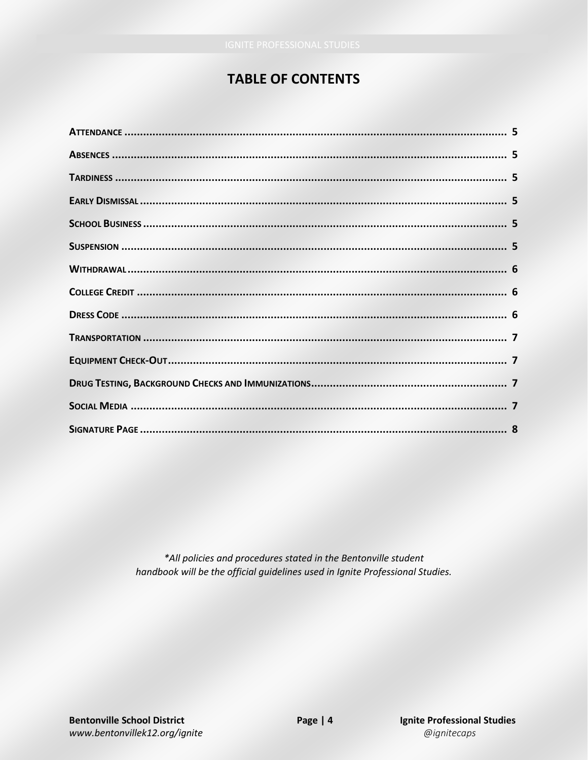# TABLE OF CONTENTS

| Section | Page |
|---|---|
| **Attendance** | 5 |
| **Absences** | 5 |
| **Tardiness** | 5 |
| **Early Dismissal** | 5 |
| **School Business** | 5 |
| **Suspension** | 5 |
| **Withdrawal** | 6 |
| **College Credit** | 6 |
| **Dress Code** | 6 |
| **Transportation** | 7 |
| **Equipment Check-Out** | 7 |
| **Drug Testing, Background Checks and Immunizations** | 7 |
| **Social Media** | 7 |
| **Signature Page** | 8 |

*\*All policies and procedures stated in the Bentonville student handbook will be the official guidelines used in Ignite Professional Studies.*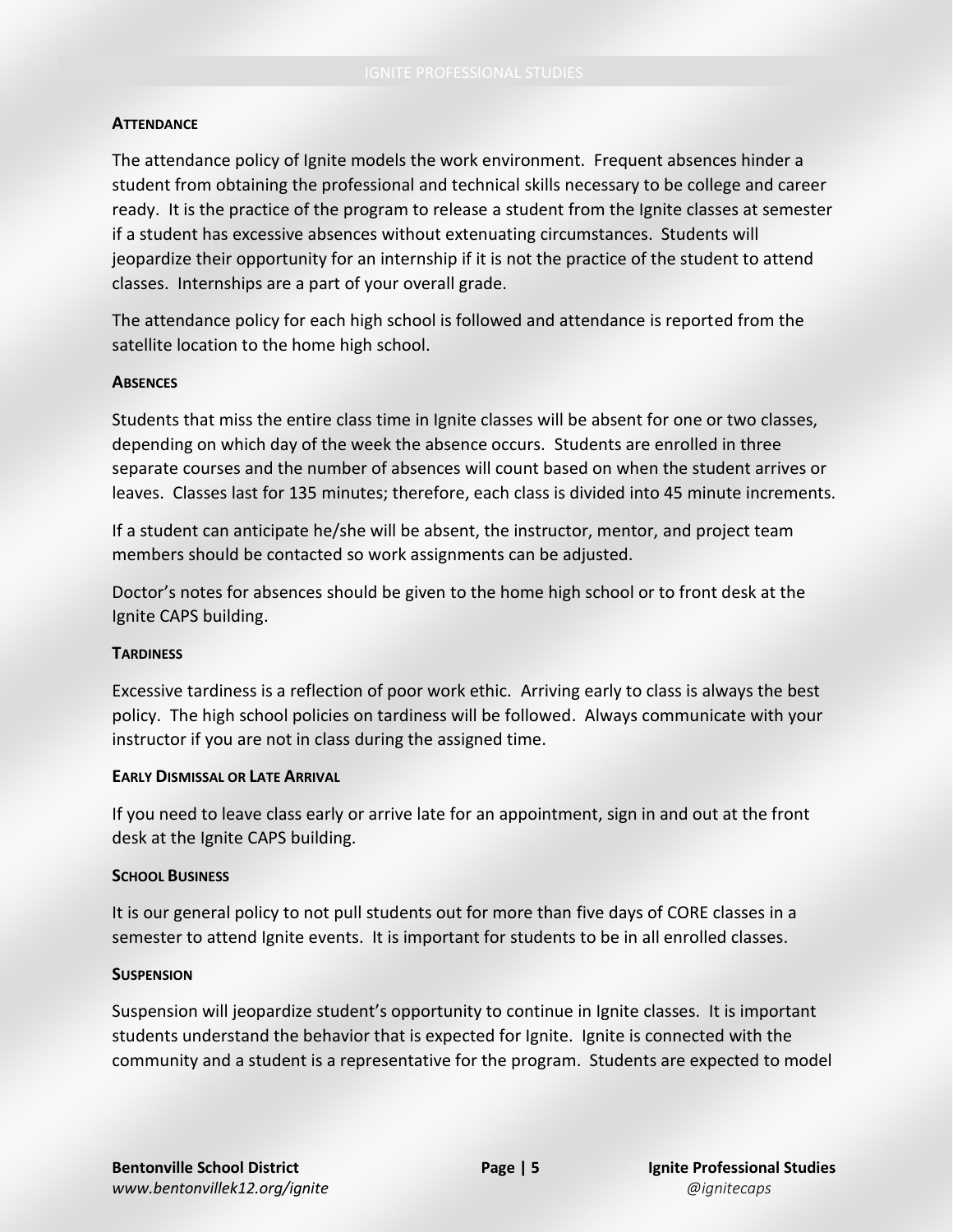### Attendance

The attendance policy of Ignite models the work environment. Frequent absences hinder a student from obtaining the professional and technical skills necessary to be college and career ready. It is the practice of the program to release a student from the Ignite classes at semester if a student has excessive absences without extenuating circumstances. Students will jeopardize their opportunity for an internship if it is not the practice of the student to attend classes. Internships are a part of your overall grade.

The attendance policy for each high school is followed and attendance is reported from the satellite location to the home high school.

### Absences

Students that miss the entire class time in Ignite classes will be absent for one or two classes, depending on which day of the week the absence occurs. Students are enrolled in three separate courses and the number of absences will count based on when the student arrives or leaves. Classes last for 135 minutes; therefore, each class is divided into 45 minute increments.

If a student can anticipate he/she will be absent, the instructor, mentor, and project team members should be contacted so work assignments can be adjusted.

Doctor's notes for absences should be given to the home high school or to front desk at the Ignite CAPS building.

### Tardiness

Excessive tardiness is a reflection of poor work ethic. Arriving early to class is always the best policy. The high school policies on tardiness will be followed. Always communicate with your instructor if you are not in class during the assigned time.

### Early Dismissal or Late Arrival

If you need to leave class early or arrive late for an appointment, sign in and out at the front desk at the Ignite CAPS building.

### School Business

It is our general policy to not pull students out for more than five days of CORE classes in a semester to attend Ignite events. It is important for students to be in all enrolled classes.

### Suspension

Suspension will jeopardize student's opportunity to continue in Ignite classes. It is important students understand the behavior that is expected for Ignite. Ignite is connected with the community and a student is a representative for the program. Students are expected to model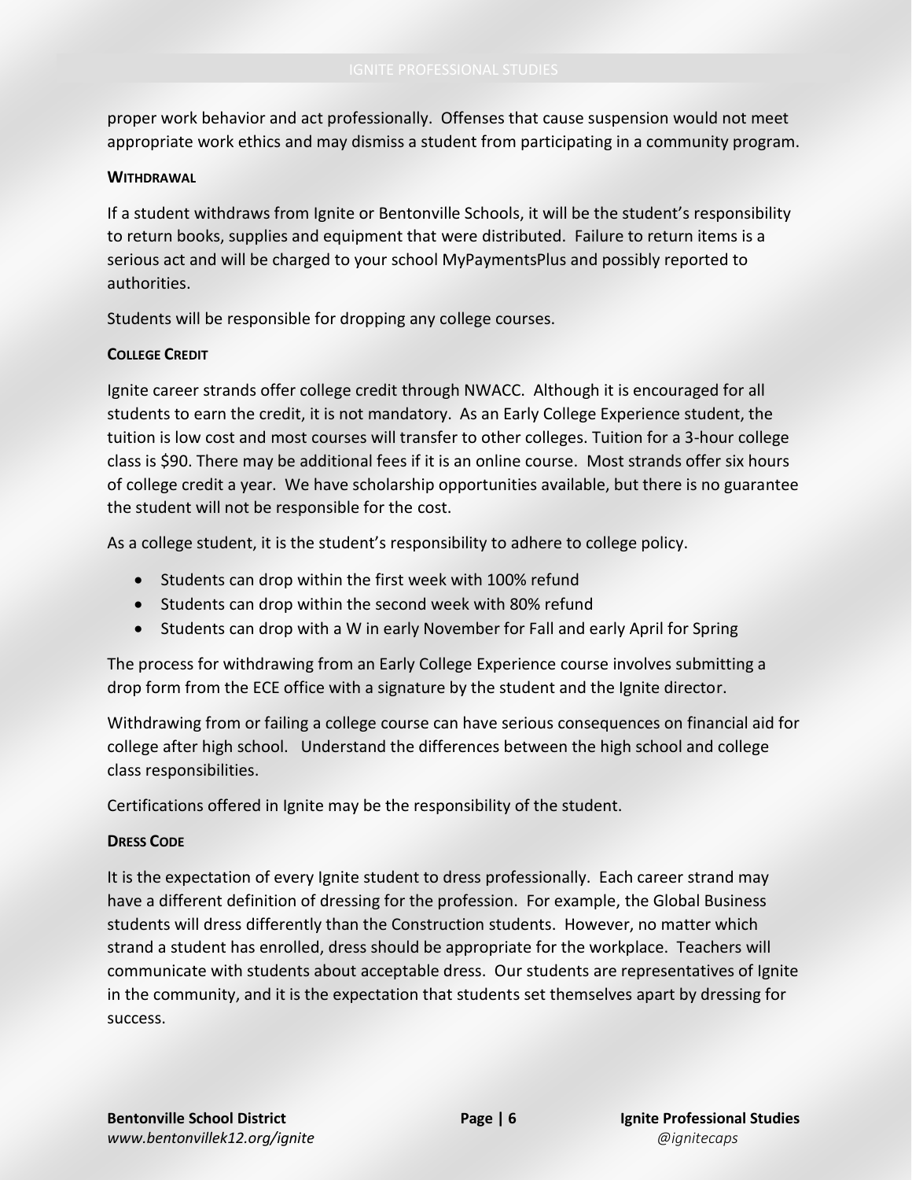proper work behavior and act professionally. Offenses that cause suspension would not meet appropriate work ethics and may dismiss a student from participating in a community program.

#### **Withdrawal**

If a student withdraws from Ignite or Bentonville Schools, it will be the student's responsibility to return books, supplies and equipment that were distributed. Failure to return items is a serious act and will be charged to your school MyPaymentsPlus and possibly reported to authorities.

Students will be responsible for dropping any college courses.

#### **College Credit**

Ignite career strands offer college credit through NWACC. Although it is encouraged for all students to earn the credit, it is not mandatory. As an Early College Experience student, the tuition is low cost and most courses will transfer to other colleges. Tuition for a 3-hour college class is $90. There may be additional fees if it is an online course. Most strands offer six hours of college credit a year. We have scholarship opportunities available, but there is no guarantee the student will not be responsible for the cost.

As a college student, it is the student's responsibility to adhere to college policy.

- Students can drop within the first week with 100% refund
- Students can drop within the second week with 80% refund
- Students can drop with a W in early November for Fall and early April for Spring

The process for withdrawing from an Early College Experience course involves submitting a drop form from the ECE office with a signature by the student and the Ignite director.

Withdrawing from or failing a college course can have serious consequences on financial aid for college after high school. Understand the differences between the high school and college class responsibilities.

Certifications offered in Ignite may be the responsibility of the student.

#### **Dress Code**

It is the expectation of every Ignite student to dress professionally. Each career strand may have a different definition of dressing for the profession. For example, the Global Business students will dress differently than the Construction students. However, no matter which strand a student has enrolled, dress should be appropriate for the workplace. Teachers will communicate with students about acceptable dress. Our students are representatives of Ignite in the community, and it is the expectation that students set themselves apart by dressing for success.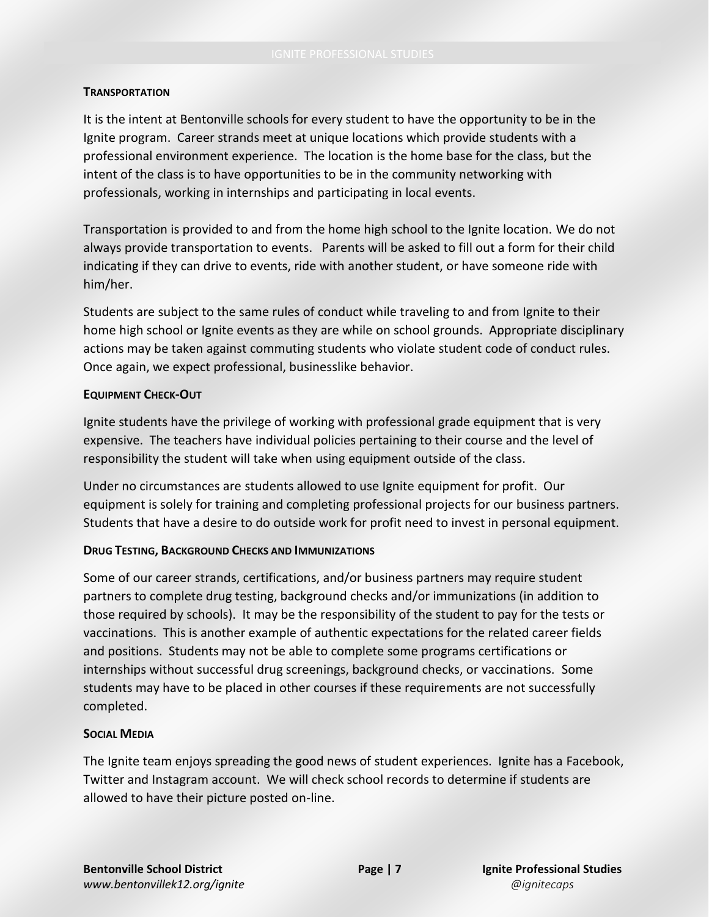#### Transportation

It is the intent at Bentonville schools for every student to have the opportunity to be in the Ignite program. Career strands meet at unique locations which provide students with a professional environment experience. The location is the home base for the class, but the intent of the class is to have opportunities to be in the community networking with professionals, working in internships and participating in local events.

Transportation is provided to and from the home high school to the Ignite location. We do not always provide transportation to events. Parents will be asked to fill out a form for their child indicating if they can drive to events, ride with another student, or have someone ride with him/her.

Students are subject to the same rules of conduct while traveling to and from Ignite to their home high school or Ignite events as they are while on school grounds. Appropriate disciplinary actions may be taken against commuting students who violate student code of conduct rules. Once again, we expect professional, businesslike behavior.

#### Equipment Check-Out

Ignite students have the privilege of working with professional grade equipment that is very expensive. The teachers have individual policies pertaining to their course and the level of responsibility the student will take when using equipment outside of the class.

Under no circumstances are students allowed to use Ignite equipment for profit. Our equipment is solely for training and completing professional projects for our business partners. Students that have a desire to do outside work for profit need to invest in personal equipment.

#### Drug Testing, Background Checks and Immunizations

Some of our career strands, certifications, and/or business partners may require student partners to complete drug testing, background checks and/or immunizations (in addition to those required by schools). It may be the responsibility of the student to pay for the tests or vaccinations. This is another example of authentic expectations for the related career fields and positions. Students may not be able to complete some programs certifications or internships without successful drug screenings, background checks, or vaccinations. Some students may have to be placed in other courses if these requirements are not successfully completed.

#### Social Media

The Ignite team enjoys spreading the good news of student experiences. Ignite has a Facebook, Twitter and Instagram account. We will check school records to determine if students are allowed to have their picture posted on-line.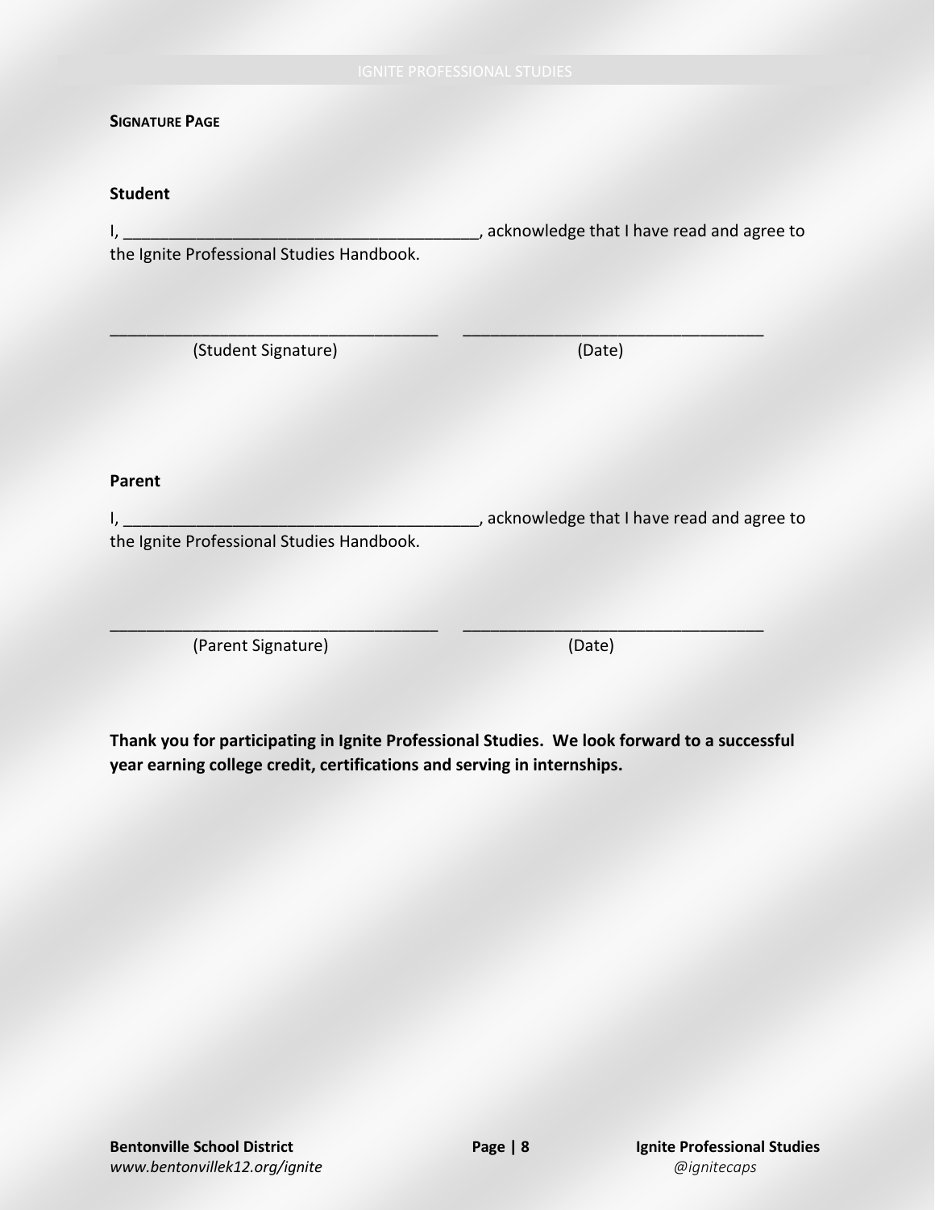## Signature Page

**Student**

I, ______________________________________, acknowledge that I have read and agree to the Ignite Professional Studies Handbook.

_____________________________________ _________________________________

(Student Signature) (Date)

**Parent**

I, ______________________________________, acknowledge that I have read and agree to the Ignite Professional Studies Handbook.

_____________________________________ _________________________________

(Parent Signature) (Date)

**Thank you for participating in Ignite Professional Studies. We look forward to a successful year earning college credit, certifications and serving in internships.**